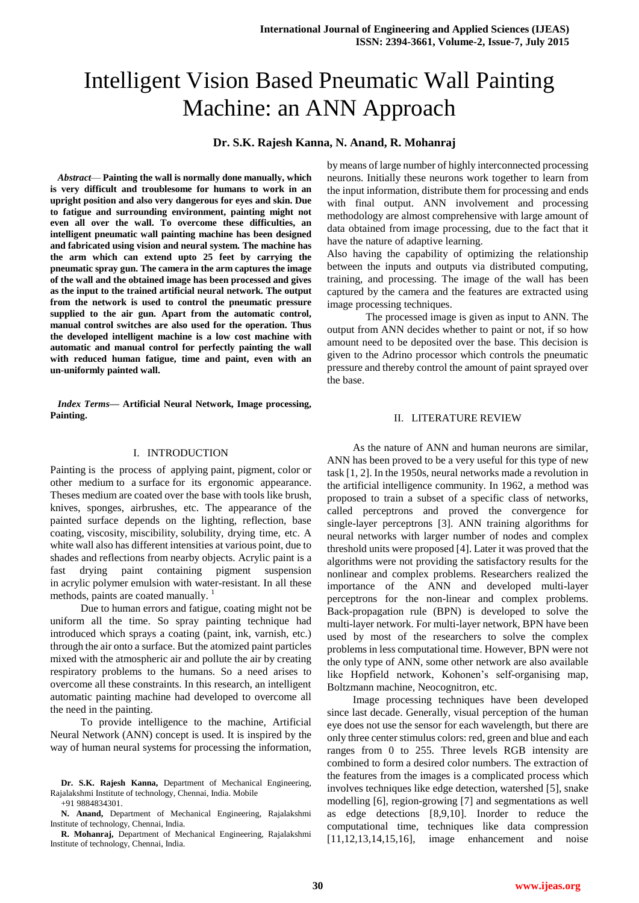# Intelligent Vision Based Pneumatic Wall Painting Machine: an ANN Approach

**Dr. S.K. Rajesh Kanna, N. Anand, R. Mohanraj**

***Abstract*— Painting the wall is normally done manually, which is very difficult and troublesome for humans to work in an upright position and also very dangerous for eyes and skin. Due to fatigue and surrounding environment, painting might not even all over the wall. To overcome these difficulties, an intelligent pneumatic wall painting machine has been designed and fabricated using vision and neural system. The machine has the arm which can extend upto 25 feet by carrying the pneumatic spray gun. The camera in the arm captures the image of the wall and the obtained image has been processed and gives as the input to the trained artificial neural network. The output from the network is used to control the pneumatic pressure supplied to the air gun. Apart from the automatic control, manual control switches are also used for the operation. Thus the developed intelligent machine is a low cost machine with automatic and manual control for perfectly painting the wall with reduced human fatigue, time and paint, even with an un-uniformly painted wall.**

***Index Terms*— Artificial Neural Network, Image processing, Painting.**

## I. INTRODUCTION

Painting is the process of applying paint, pigment, color or other medium to a surface for its ergonomic appearance. Theses medium are coated over the base with tools like brush, knives, sponges, airbrushes, etc. The appearance of the painted surface depends on the lighting, reflection, base coating, viscosity, miscibility, solubility, drying time, etc. A white wall also has different intensities at various point, due to shades and reflections from nearby objects. Acrylic paint is a fast drying paint containing pigment suspension in acrylic polymer emulsion with water-resistant. In all these methods, paints are coated manually. [1]

Due to human errors and fatigue, coating might not be uniform all the time. So spray painting technique had introduced which sprays a coating (paint, ink, varnish, etc.) through the air onto a surface. But the atomized paint particles mixed with the atmospheric air and pollute the air by creating respiratory problems to the humans. So a need arises to overcome all these constraints. In this research, an intelligent automatic painting machine had developed to overcome all the need in the painting.

To provide intelligence to the machine, Artificial Neural Network (ANN) concept is used. It is inspired by the way of human neural systems for processing the information, by means of large number of highly interconnected processing neurons. Initially these neurons work together to learn from the input information, distribute them for processing and ends with final output. ANN involvement and processing methodology are almost comprehensive with large amount of data obtained from image processing, due to the fact that it have the nature of adaptive learning.

Also having the capability of optimizing the relationship between the inputs and outputs via distributed computing, training, and processing. The image of the wall has been captured by the camera and the features are extracted using image processing techniques.

The processed image is given as input to ANN. The output from ANN decides whether to paint or not, if so how amount need to be deposited over the base. This decision is given to the Adrino processor which controls the pneumatic pressure and thereby control the amount of paint sprayed over the base.

**Dr. S.K. Rajesh Kanna,** Department of Mechanical Engineering, Rajalakshmi Institute of technology, Chennai, India. Mobile +91 9884834301.

**N. Anand,** Department of Mechanical Engineering, Rajalakshmi Institute of technology, Chennai, India.

**R. Mohanraj,** Department of Mechanical Engineering, Rajalakshmi Institute of technology, Chennai, India.

## II. LITERATURE REVIEW

As the nature of ANN and human neurons are similar, ANN has been proved to be a very useful for this type of new task [1, 2]. In the 1950s, neural networks made a revolution in the artificial intelligence community. In 1962, a method was proposed to train a subset of a specific class of networks, called perceptrons and proved the convergence for single-layer perceptrons [3]. ANN training algorithms for neural networks with larger number of nodes and complex threshold units were proposed [4]. Later it was proved that the algorithms were not providing the satisfactory results for the nonlinear and complex problems. Researchers realized the importance of the ANN and developed multi-layer perceptrons for the non-linear and complex problems. Back-propagation rule (BPN) is developed to solve the multi-layer network. For multi-layer network, BPN have been used by most of the researchers to solve the complex problems in less computational time. However, BPN were not the only type of ANN, some other network are also available like Hopfield network, Kohonen's self-organising map, Boltzmann machine, Neocognitron, etc.

Image processing techniques have been developed since last decade. Generally, visual perception of the human eye does not use the sensor for each wavelength, but there are only three center stimulus colors: red, green and blue and each ranges from 0 to 255. Three levels RGB intensity are combined to form a desired color numbers. The extraction of the features from the images is a complicated process which involves techniques like edge detection, watershed [5], snake modelling [6], region-growing [7] and segmentations as well as edge detections [8,9,10]. Inorder to reduce the computational time, techniques like data compression [11,12,13,14,15,16], image enhancement and noise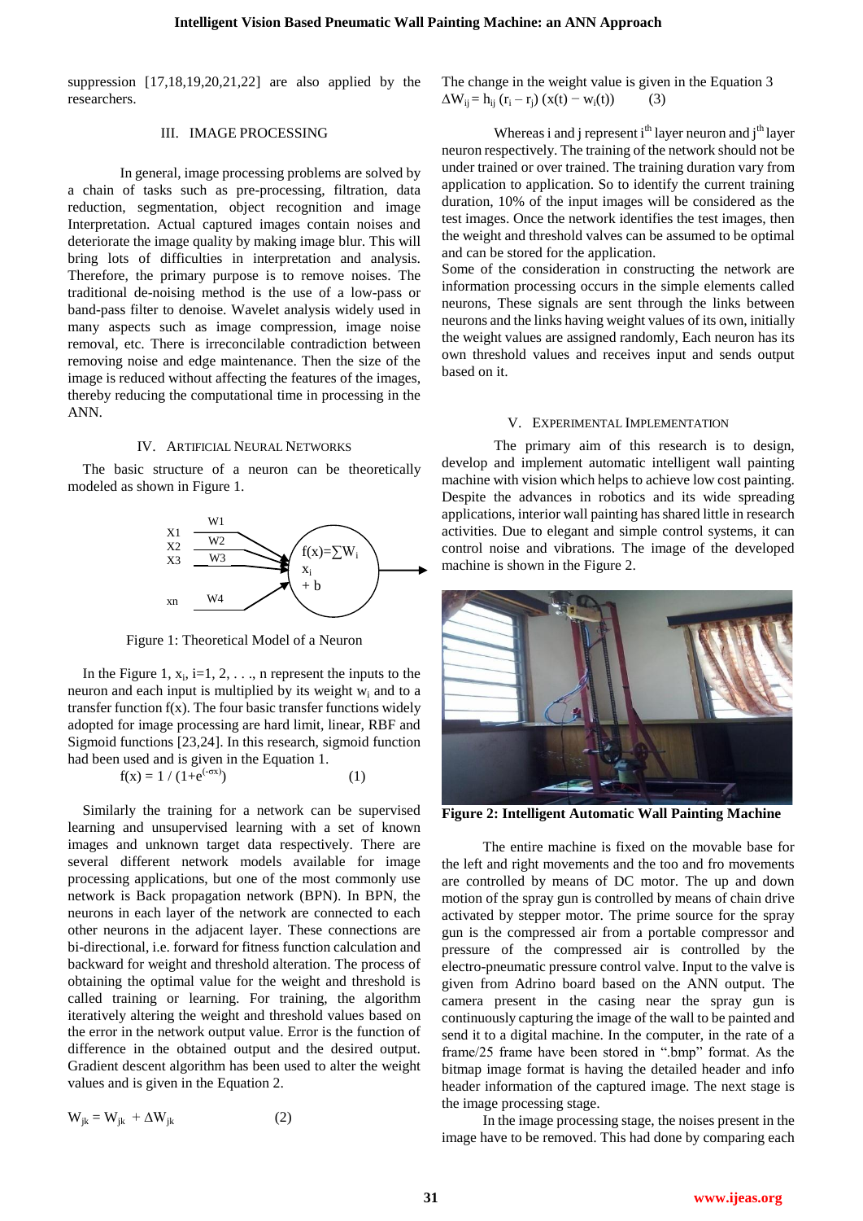suppression [17,18,19,20,21,22] are also applied by the researchers.

## III. IMAGE PROCESSING

In general, image processing problems are solved by a chain of tasks such as pre-processing, filtration, data reduction, segmentation, object recognition and image Interpretation. Actual captured images contain noises and deteriorate the image quality by making image blur. This will bring lots of difficulties in interpretation and analysis. Therefore, the primary purpose is to remove noises. The traditional de-noising method is the use of a low-pass or band-pass filter to denoise. Wavelet analysis widely used in many aspects such as image compression, image noise removal, etc. There is irreconcilable contradiction between removing noise and edge maintenance. Then the size of the image is reduced without affecting the features of the images, thereby reducing the computational time in processing in the ANN.

## IV. ARTIFICIAL NEURAL NETWORKS

The basic structure of a neuron can be theoretically modeled as shown in Figure 1.

Figure 1: Theoretical Model of a Neuron

In the Figure 1, $x_i$, i=1, 2, . . ., n represent the inputs to the neuron and each input is multiplied by its weight $w_i$ and to a transfer function f(x). The four basic transfer functions widely adopted for image processing are hard limit, linear, RBF and Sigmoid functions [23,24]. In this research, sigmoid function had been used and is given in the Equation 1.

$$f(x) = 1 / (1+e^{(-\sigma x)}) \qquad (1)$$

Similarly the training for a network can be supervised learning and unsupervised learning with a set of known images and unknown target data respectively. There are several different network models available for image processing applications, but one of the most commonly use network is Back propagation network (BPN). In BPN, the neurons in each layer of the network are connected to each other neurons in the adjacent layer. These connections are bi-directional, i.e. forward for fitness function calculation and backward for weight and threshold alteration. The process of obtaining the optimal value for the weight and threshold is called training or learning. For training, the algorithm iteratively altering the weight and threshold values based on the error in the network output value. Error is the function of difference in the obtained output and the desired output. Gradient descent algorithm has been used to alter the weight values and is given in the Equation 2.

$$W_{jk} = W_{jk} + \Delta W_{jk} \qquad (2)$$

The change in the weight value is given in the Equation 3

$$\Delta W_{ij} = h_{ij} (r_i - r_j) (x(t) - w_i(t)) \qquad (3)$$

Whereas i and j represent $i^{th}$ layer neuron and $j^{th}$ layer neuron respectively. The training of the network should not be under trained or over trained. The training duration vary from application to application. So to identify the current training duration, 10% of the input images will be considered as the test images. Once the network identifies the test images, then the weight and threshold valves can be assumed to be optimal and can be stored for the application.

Some of the consideration in constructing the network are information processing occurs in the simple elements called neurons, These signals are sent through the links between neurons and the links having weight values of its own, initially the weight values are assigned randomly, Each neuron has its own threshold values and receives input and sends output based on it.

## V. EXPERIMENTAL IMPLEMENTATION

The primary aim of this research is to design, develop and implement automatic intelligent wall painting machine with vision which helps to achieve low cost painting. Despite the advances in robotics and its wide spreading applications, interior wall painting has shared little in research activities. Due to elegant and simple control systems, it can control noise and vibrations. The image of the developed machine is shown in the Figure 2.

**Figure 2: Intelligent Automatic Wall Painting Machine**

The entire machine is fixed on the movable base for the left and right movements and the too and fro movements are controlled by means of DC motor. The up and down motion of the spray gun is controlled by means of chain drive activated by stepper motor. The prime source for the spray gun is the compressed air from a portable compressor and pressure of the compressed air is controlled by the electro-pneumatic pressure control valve. Input to the valve is given from Adrino board based on the ANN output. The camera present in the casing near the spray gun is continuously capturing the image of the wall to be painted and send it to a digital machine. In the computer, in the rate of a frame/25 frame have been stored in ".bmp" format. As the bitmap image format is having the detailed header and info header information of the captured image. The next stage is the image processing stage.

In the image processing stage, the noises present in the image have to be removed. This had done by comparing each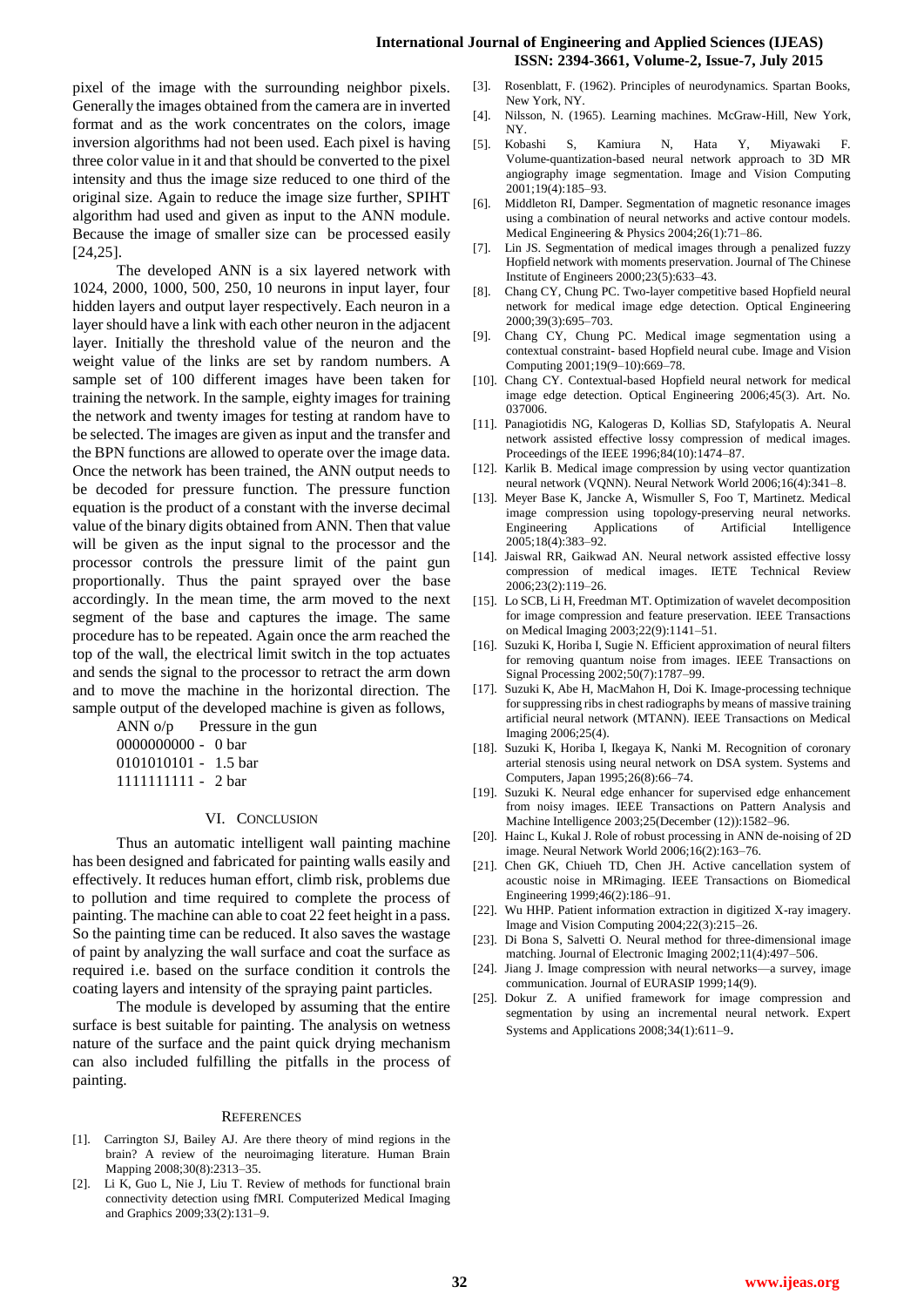pixel of the image with the surrounding neighbor pixels. Generally the images obtained from the camera are in inverted format and as the work concentrates on the colors, image inversion algorithms had not been used. Each pixel is having three color value in it and that should be converted to the pixel intensity and thus the image size reduced to one third of the original size. Again to reduce the image size further, SPIHT algorithm had used and given as input to the ANN module. Because the image of smaller size can be processed easily [24,25].

The developed ANN is a six layered network with 1024, 2000, 1000, 500, 250, 10 neurons in input layer, four hidden layers and output layer respectively. Each neuron in a layer should have a link with each other neuron in the adjacent layer. Initially the threshold value of the neuron and the weight value of the links are set by random numbers. A sample set of 100 different images have been taken for training the network. In the sample, eighty images for training the network and twenty images for testing at random have to be selected. The images are given as input and the transfer and the BPN functions are allowed to operate over the image data. Once the network has been trained, the ANN output needs to be decoded for pressure function. The pressure function equation is the product of a constant with the inverse decimal value of the binary digits obtained from ANN. Then that value will be given as the input signal to the processor and the processor controls the pressure limit of the paint gun proportionally. Thus the paint sprayed over the base accordingly. In the mean time, the arm moved to the next segment of the base and captures the image. The same procedure has to be repeated. Again once the arm reached the top of the wall, the electrical limit switch in the top actuates and sends the signal to the processor to retract the arm down and to move the machine in the horizontal direction. The sample output of the developed machine is given as follows,

ANN o/p    Pressure in the gun
0000000000 - 0 bar
0101010101 - 1.5 bar
1111111111 - 2 bar

## VI. Conclusion

Thus an automatic intelligent wall painting machine has been designed and fabricated for painting walls easily and effectively. It reduces human effort, climb risk, problems due to pollution and time required to complete the process of painting. The machine can able to coat 22 feet height in a pass. So the painting time can be reduced. It also saves the wastage of paint by analyzing the wall surface and coat the surface as required i.e. based on the surface condition it controls the coating layers and intensity of the spraying paint particles.

The module is developed by assuming that the entire surface is best suitable for painting. The analysis on wetness nature of the surface and the paint quick drying mechanism can also included fulfilling the pitfalls in the process of painting.

## References

- [1]. Carrington SJ, Bailey AJ. Are there theory of mind regions in the brain? A review of the neuroimaging literature. Human Brain Mapping 2008;30(8):2313–35.
- [2]. Li K, Guo L, Nie J, Liu T. Review of methods for functional brain connectivity detection using fMRI. Computerized Medical Imaging and Graphics 2009;33(2):131–9.
- [3]. Rosenblatt, F. (1962). Principles of neurodynamics. Spartan Books, New York, NY.
- [4]. Nilsson, N. (1965). Learning machines. McGraw-Hill, New York, NY.
- [5]. Kobashi S, Kamiura N, Hata Y, Miyawaki F. Volume-quantization-based neural network approach to 3D MR angiography image segmentation. Image and Vision Computing 2001;19(4):185–93.
- [6]. Middleton RI, Damper. Segmentation of magnetic resonance images using a combination of neural networks and active contour models. Medical Engineering & Physics 2004;26(1):71–86.
- [7]. Lin JS. Segmentation of medical images through a penalized fuzzy Hopfield network with moments preservation. Journal of The Chinese Institute of Engineers 2000;23(5):633–43.
- [8]. Chang CY, Chung PC. Two-layer competitive based Hopfield neural network for medical image edge detection. Optical Engineering 2000;39(3):695–703.
- [9]. Chang CY, Chung PC. Medical image segmentation using a contextual constraint- based Hopfield neural cube. Image and Vision Computing 2001;19(9–10):669–78.
- [10]. Chang CY. Contextual-based Hopfield neural network for medical image edge detection. Optical Engineering 2006;45(3). Art. No. 037006.
- [11]. Panagiotidis NG, Kalogeras D, Kollias SD, Stafylopatis A. Neural network assisted effective lossy compression of medical images. Proceedings of the IEEE 1996;84(10):1474–87.
- [12]. Karlik B. Medical image compression by using vector quantization neural network (VQNN). Neural Network World 2006;16(4):341–8.
- [13]. Meyer Base K, Jancke A, Wismuller S, Foo T, Martinetz. Medical image compression using topology-preserving neural networks. Engineering Applications of Artificial Intelligence 2005;18(4):383–92.
- [14]. Jaiswal RR, Gaikwad AN. Neural network assisted effective lossy compression of medical images. IETE Technical Review 2006;23(2):119–26.
- [15]. Lo SCB, Li H, Freedman MT. Optimization of wavelet decomposition for image compression and feature preservation. IEEE Transactions on Medical Imaging 2003;22(9):1141–51.
- [16]. Suzuki K, Horiba I, Sugie N. Efficient approximation of neural filters for removing quantum noise from images. IEEE Transactions on Signal Processing 2002;50(7):1787–99.
- [17]. Suzuki K, Abe H, MacMahon H, Doi K. Image-processing technique for suppressing ribs in chest radiographs by means of massive training artificial neural network (MTANN). IEEE Transactions on Medical Imaging 2006;25(4).
- [18]. Suzuki K, Horiba I, Ikegaya K, Nanki M. Recognition of coronary arterial stenosis using neural network on DSA system. Systems and Computers, Japan 1995;26(8):66–74.
- [19]. Suzuki K. Neural edge enhancer for supervised edge enhancement from noisy images. IEEE Transactions on Pattern Analysis and Machine Intelligence 2003;25(December (12)):1582–96.
- [20]. Hainc L, Kukal J. Role of robust processing in ANN de-noising of 2D image. Neural Network World 2006;16(2):163–76.
- [21]. Chen GK, Chiueh TD, Chen JH. Active cancellation system of acoustic noise in MRimaging. IEEE Transactions on Biomedical Engineering 1999;46(2):186–91.
- [22]. Wu HHP. Patient information extraction in digitized X-ray imagery. Image and Vision Computing 2004;22(3):215–26.
- [23]. Di Bona S, Salvetti O. Neural method for three-dimensional image matching. Journal of Electronic Imaging 2002;11(4):497–506.
- [24]. Jiang J. Image compression with neural networks—a survey, image communication. Journal of EURASIP 1999;14(9).
- [25]. Dokur Z. A unified framework for image compression and segmentation by using an incremental neural network. Expert Systems and Applications 2008;34(1):611–9.